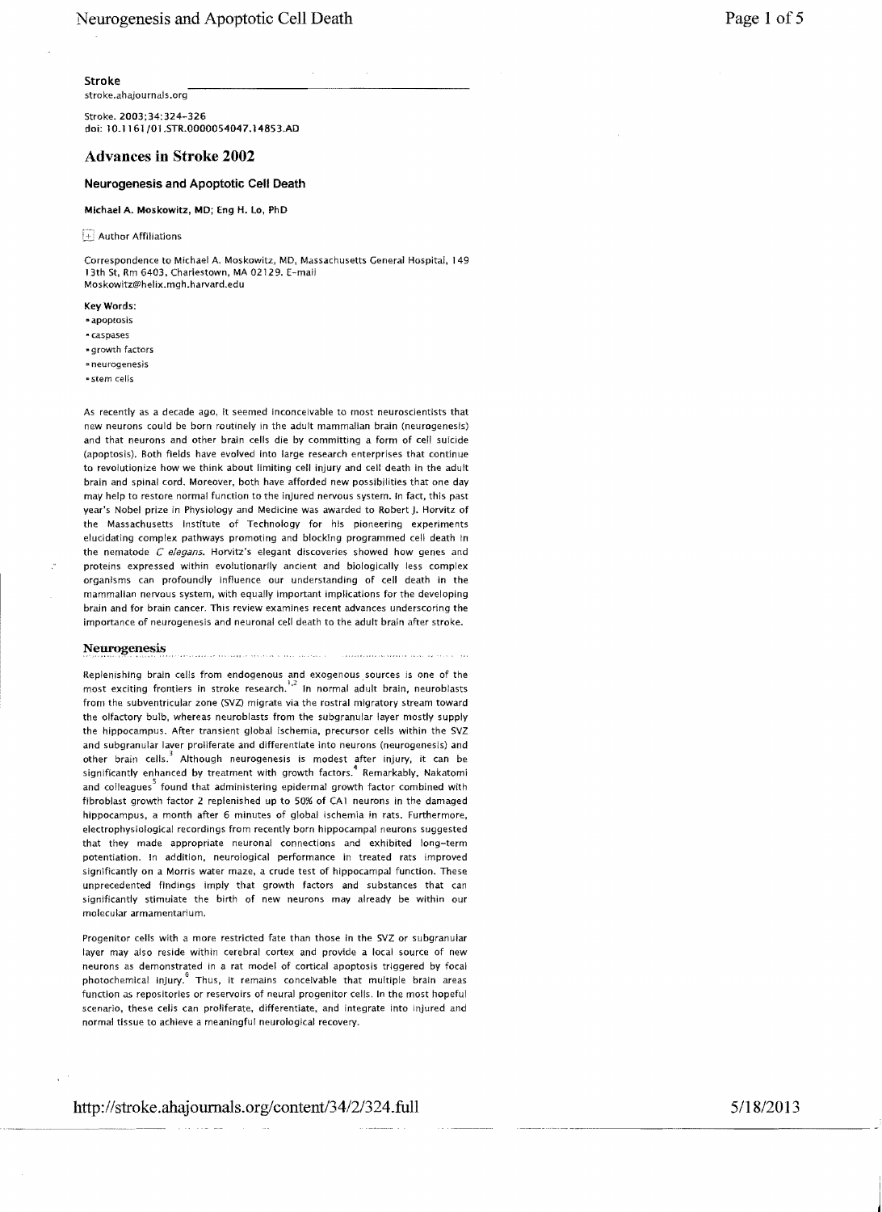**Stroke**
stroke.ahajournals.org

Stroke. 2003;34:324-326
doi: 10.1161/01.STR.0000054047.14853.AD

# Advances in Stroke 2002

## Neurogenesis and Apoptotic Cell Death

**Michael A. Moskowitz, MD; Eng H. Lo, PhD**

Author Affiliations

Correspondence to Michael A. Moskowitz, MD, Massachusetts General Hospital, 149 13th St, Rm 6403, Charlestown, MA 02129. E-mail Moskowitz@helix.mgh.harvard.edu

**Key Words:**
- apoptosis
- caspases
- growth factors
- neurogenesis
- stem cells

As recently as a decade ago, it seemed inconceivable to most neuroscientists that new neurons could be born routinely in the adult mammalian brain (neurogenesis) and that neurons and other brain cells die by committing a form of cell suicide (apoptosis). Both fields have evolved into large research enterprises that continue to revolutionize how we think about limiting cell injury and cell death in the adult brain and spinal cord. Moreover, both have afforded new possibilities that one day may help to restore normal function to the injured nervous system. In fact, this past year's Nobel prize in Physiology and Medicine was awarded to Robert J. Horvitz of the Massachusetts Institute of Technology for his pioneering experiments elucidating complex pathways promoting and blocking programmed cell death in the nematode *C elegans*. Horvitz's elegant discoveries showed how genes and proteins expressed within evolutionarily ancient and biologically less complex organisms can profoundly influence our understanding of cell death in the mammalian nervous system, with equally important implications for the developing brain and for brain cancer. This review examines recent advances underscoring the importance of neurogenesis and neuronal cell death to the adult brain after stroke.

## Neurogenesis

Replenishing brain cells from endogenous and exogenous sources is one of the most exciting frontiers in stroke research.[1,2] In normal adult brain, neuroblasts from the subventricular zone (SVZ) migrate via the rostral migratory stream toward the olfactory bulb, whereas neuroblasts from the subgranular layer mostly supply the hippocampus. After transient global ischemia, precursor cells within the SVZ and subgranular layer proliferate and differentiate into neurons (neurogenesis) and other brain cells.[3] Although neurogenesis is modest after injury, it can be significantly enhanced by treatment with growth factors.[4] Remarkably, Nakatomi and colleagues[5] found that administering epidermal growth factor combined with fibroblast growth factor 2 replenished up to 50% of CA1 neurons in the damaged hippocampus, a month after 6 minutes of global ischemia in rats. Furthermore, electrophysiological recordings from recently born hippocampal neurons suggested that they made appropriate neuronal connections and exhibited long-term potentiation. In addition, neurological performance in treated rats improved significantly on a Morris water maze, a crude test of hippocampal function. These unprecedented findings imply that growth factors and substances that can significantly stimulate the birth of new neurons may already be within our molecular armamentarium.

Progenitor cells with a more restricted fate than those in the SVZ or subgranular layer may also reside within cerebral cortex and provide a local source of new neurons as demonstrated in a rat model of cortical apoptosis triggered by focal photochemical injury.[6] Thus, it remains conceivable that multiple brain areas function as repositories or reservoirs of neural progenitor cells. In the most hopeful scenario, these cells can proliferate, differentiate, and integrate into injured and normal tissue to achieve a meaningful neurological recovery.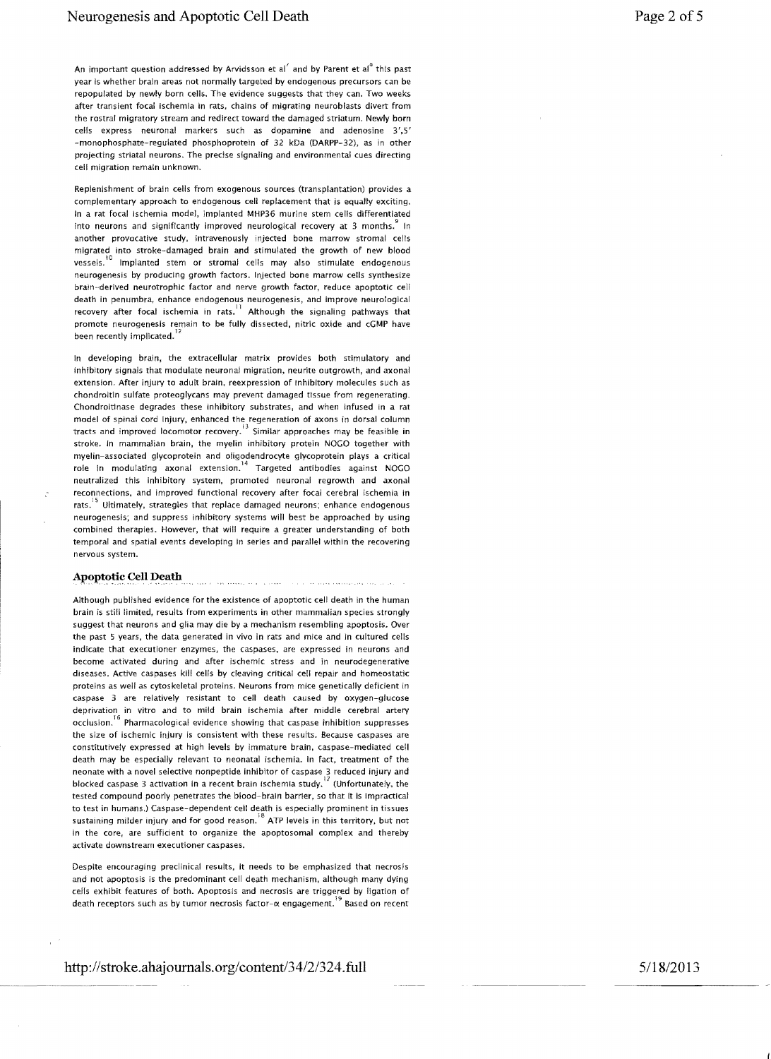An important question addressed by Arvidsson et al[7] and by Parent et al[8] this past year is whether brain areas not normally targeted by endogenous precursors can be repopulated by newly born cells. The evidence suggests that they can. Two weeks after transient focal ischemia in rats, chains of migrating neuroblasts divert from the rostral migratory stream and redirect toward the damaged striatum. Newly born cells express neuronal markers such as dopamine and adenosine 3′,5′-monophosphate-regulated phosphoprotein of 32 kDa (DARPP-32), as in other projecting striatal neurons. The precise signaling and environmental cues directing cell migration remain unknown.

Replenishment of brain cells from exogenous sources (transplantation) provides a complementary approach to endogenous cell replacement that is equally exciting. In a rat focal ischemia model, implanted MHP36 murine stem cells differentiated into neurons and significantly improved neurological recovery at 3 months.[9] In another provocative study, intravenously injected bone marrow stromal cells migrated into stroke-damaged brain and stimulated the growth of new blood vessels.[10] Implanted stem or stromal cells may also stimulate endogenous neurogenesis by producing growth factors. Injected bone marrow cells synthesize brain-derived neurotrophic factor and nerve growth factor, reduce apoptotic cell death in penumbra, enhance endogenous neurogenesis, and improve neurological recovery after focal ischemia in rats.[11] Although the signaling pathways that promote neurogenesis remain to be fully dissected, nitric oxide and cGMP have been recently implicated.[12]

In developing brain, the extracellular matrix provides both stimulatory and inhibitory signals that modulate neuronal migration, neurite outgrowth, and axonal extension. After injury to adult brain, reexpression of inhibitory molecules such as chondroitin sulfate proteoglycans may prevent damaged tissue from regenerating. Chondroitinase degrades these inhibitory substrates, and when infused in a rat model of spinal cord injury, enhanced the regeneration of axons in dorsal column tracts and improved locomotor recovery.[13] Similar approaches may be feasible in stroke. In mammalian brain, the myelin inhibitory protein NOGO together with myelin-associated glycoprotein and oligodendrocyte glycoprotein plays a critical role in modulating axonal extension.[14] Targeted antibodies against NOGO neutralized this inhibitory system, promoted neuronal regrowth and axonal reconnections, and improved functional recovery after focal cerebral ischemia in rats.[15] Ultimately, strategies that replace damaged neurons; enhance endogenous neurogenesis; and suppress inhibitory systems will best be approached by using combined therapies. However, that will require a greater understanding of both temporal and spatial events developing in series and parallel within the recovering nervous system.

## Apoptotic Cell Death

Although published evidence for the existence of apoptotic cell death in the human brain is still limited, results from experiments in other mammalian species strongly suggest that neurons and glia may die by a mechanism resembling apoptosis. Over the past 5 years, the data generated in vivo in rats and mice and in cultured cells indicate that executioner enzymes, the caspases, are expressed in neurons and become activated during and after ischemic stress and in neurodegenerative diseases. Active caspases kill cells by cleaving critical cell repair and homeostatic proteins as well as cytoskeletal proteins. Neurons from mice genetically deficient in caspase 3 are relatively resistant to cell death caused by oxygen-glucose deprivation in vitro and to mild brain ischemia after middle cerebral artery occlusion.[16] Pharmacological evidence showing that caspase inhibition suppresses the size of ischemic injury is consistent with these results. Because caspases are constitutively expressed at high levels by immature brain, caspase-mediated cell death may be especially relevant to neonatal ischemia. In fact, treatment of the neonate with a novel selective nonpeptide inhibitor of caspase 3 reduced injury and blocked caspase 3 activation in a recent brain ischemia study.[17] (Unfortunately, the tested compound poorly penetrates the blood-brain barrier, so that it is impractical to test in humans.) Caspase-dependent cell death is especially prominent in tissues sustaining milder injury and for good reason.[18] ATP levels in this territory, but not in the core, are sufficient to organize the apoptosomal complex and thereby activate downstream executioner caspases.

Despite encouraging preclinical results, it needs to be emphasized that necrosis and not apoptosis is the predominant cell death mechanism, although many dying cells exhibit features of both. Apoptosis and necrosis are triggered by ligation of death receptors such as by tumor necrosis factor-α engagement.[19] Based on recent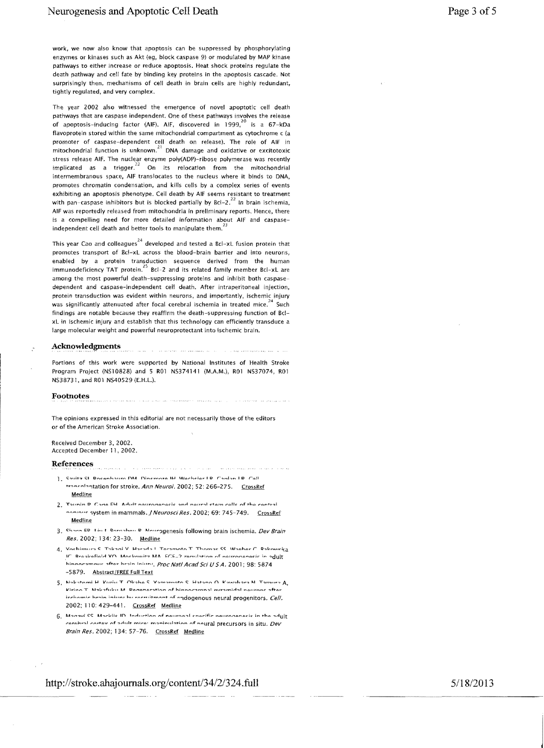work, we now also know that apoptosis can be suppressed by phosphorylating enzymes or kinases such as Akt (eg, block caspase 9) or modulated by MAP kinase pathways to either increase or reduce apoptosis. Heat shock proteins regulate the death pathway and cell fate by binding key proteins in the apoptosis cascade. Not surprisingly then, mechanisms of cell death in brain cells are highly redundant, tightly regulated, and very complex.

The year 2002 also witnessed the emergence of novel apoptotic cell death pathways that are caspase independent. One of these pathways involves the release of apoptosis-inducing factor (AIF). AIF, discovered in 1999,[20] is a 67-kDa flavoprotein stored within the same mitochondrial compartment as cytochrome c (a promoter of caspase-dependent cell death on release). The role of AIF in mitochondrial function is unknown.[21] DNA damage and oxidative or excitotoxic stress release AIF. The nuclear enzyme poly(ADP)-ribose polymerase was recently implicated as a trigger.[22] On its relocation from the mitochondrial intermembranous space, AIF translocates to the nucleus where it binds to DNA, promotes chromatin condensation, and kills cells by a complex series of events exhibiting an apoptosis phenotype. Cell death by AIF seems resistant to treatment with pan-caspase inhibitors but is blocked partially by Bcl-2.[22] In brain ischemia, AIF was reportedly released from mitochondria in preliminary reports. Hence, there is a compelling need for more detailed information about AIF and caspase-independent cell death and better tools to manipulate them.[23]

This year Cao and colleagues[24] developed and tested a Bcl-xL fusion protein that promotes transport of Bcl-xL across the blood-brain barrier and into neurons, enabled by a protein transduction sequence derived from the human immunodeficiency TAT protein.[25] Bcl-2 and its related family member Bcl-xL are among the most powerful death-suppressing proteins and inhibit both caspase-dependent and caspase-independent cell death. After intraperitoneal injection, protein transduction was evident within neurons, and importantly, ischemic injury was significantly attenuated after focal cerebral ischemia in treated mice.[24] Such findings are notable because they reaffirm the death-suppressing function of Bcl-xL in ischemic injury and establish that this technology can efficiently transduce a large molecular weight and powerful neuroprotectant into ischemic brain.

## Acknowledgments

Portions of this work were supported by National Institutes of Health Stroke Program Project (NS10828) and 5 R01 NS374141 (M.A.M.), R01 NS37074, R01 NS38731, and R01 NS40529 (E.H.L.).

## Footnotes

The opinions expressed in this editorial are not necessarily those of the editors or of the American Stroke Association.

Received December 3, 2002.
Accepted December 11, 2002.

## References

1. Savitz SI, Rosenbaum DM, Dinsmore JH, Wechsler LR, Caplan LR. Cell transplantation for stroke. *Ann Neurol*. 2002; 52: 266–275. CrossRef Medline
2. Taupin P, Gage FH. Adult neurogenesis and neural stem cells of the central nervous system in mammals. *J Neurosci Res*. 2002; 69: 745–749. CrossRef Medline
3. Sharp FR, Liu J, Bernabeu R. Neurogenesis following brain ischemia. *Dev Brain Res*. 2002; 134: 23–30. Medline
4. Yoshimura S, Takagi Y, Harada J, Teramoto T, Thomas SS, Waeber C, Bakowska JC, Breakefield XO, Moskowitz MA. FGF-2 regulation of neurogenesis in adult hippocampus after brain injury. *Proc Natl Acad Sci U S A*. 2001; 98: 5874–5879. Abstract/FREE Full Text
5. Nakatomi H, Kuriu T, Okabe S, Yamamoto S, Hatano O, Kawahara N, Tamura A, Kirino T, Nakafuku M. Regeneration of hippocampal pyramidal neurons after ischemic brain injury by recruitment of endogenous neural progenitors. *Cell*. 2002; 110: 429–441. CrossRef Medline
6. Magavi SS, Macklis JD. Induction of neuronal type-specific neurogenesis in the adult cerebral cortex of adult mice: manipulation of neural precursors in situ. *Dev Brain Res*. 2002; 134: 57–76. CrossRef Medline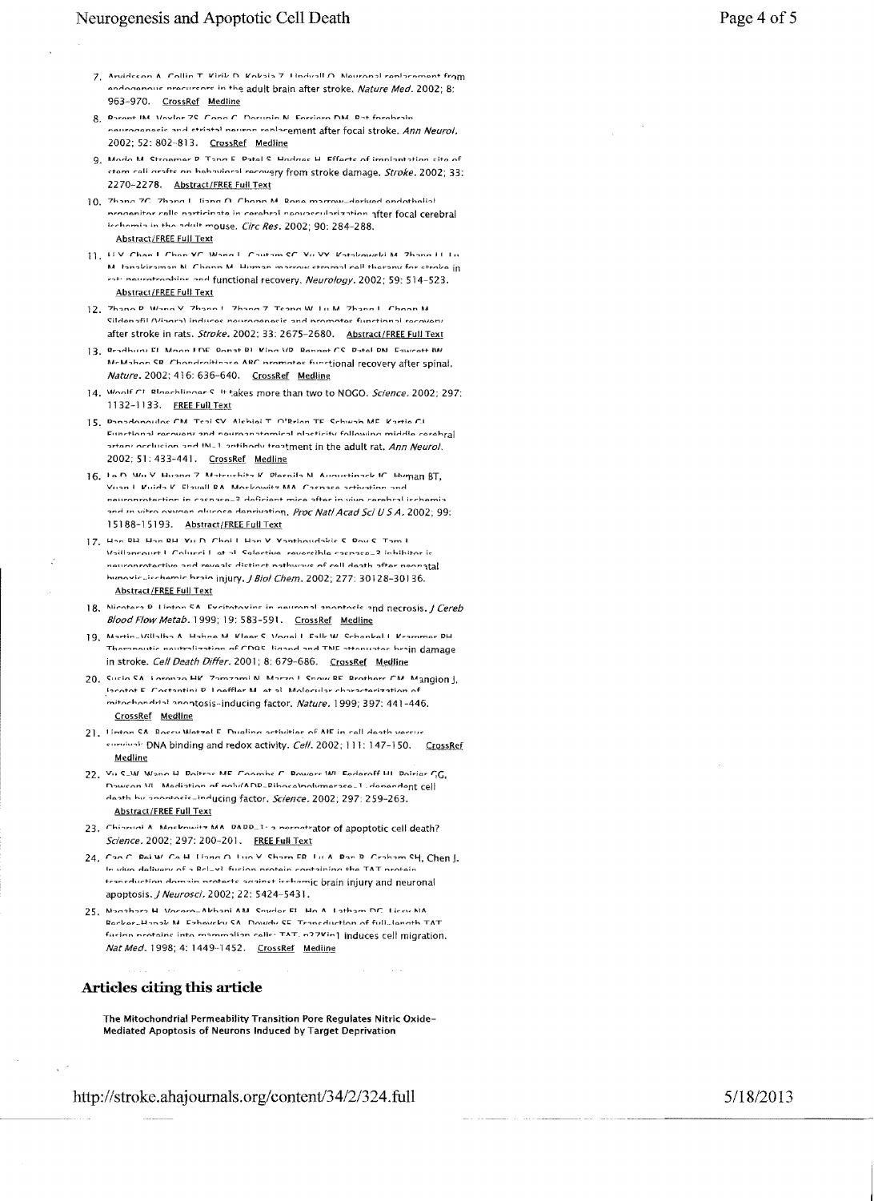7. Arvidsson A, Collin T, Kirik D, Kokaia Z, Lindvall O. Neuronal replacement from endogenous precursors in the adult brain after stroke. *Nature Med.* 2002; 8: 963–970. CrossRef Medline

8. Parent JM, Vexler ZS, Gong C, Derugin N, Ferriero DM. Rat forebrain neurogenesis and striatal neuron replacement after focal stroke. *Ann Neurol.* 2002; 52: 802–813. CrossRef Medline

9. Modo M, Stroemer P, Tang E, Patel S, Hodges H. Effects of implantation site of stem cell grafts on behavioral recovery from stroke damage. *Stroke.* 2002; 33: 2270–2278. Abstract/FREE Full Text

10. Zhang ZG, Zhang L, Jiang Q, Chopp M. Bone marrow-derived endothelial progenitor cells participate in cerebral neovascularization after focal cerebral ischemia in the adult mouse. *Circ Res.* 2002; 90: 284–288. Abstract/FREE Full Text

11. Li Y, Chen J, Chen XG, Wang L, Gautam SC, Xu YX, Katakowski M, Zhang LJ, Lu M, Janakiraman N, Chopp M. Human marrow stromal cell therapy for stroke in rat: neurotrophins and functional recovery. *Neurology.* 2002; 59: 514–523. Abstract/FREE Full Text

12. Zhang R, Wang Y, Zhang L, Zhang Z, Tsang W, Lu M, Zhang L, Chopp M. Sildenafil (Viagra) induces neurogenesis and promotes functional recovery after stroke in rats. *Stroke.* 2002; 33: 2675–2680. Abstract/FREE Full Text

13. Bradbury EJ, Moon LDF, Popat RJ, King VR, Bennett GS, Patel PN, Fawcett JW, McMahon SB. Chondroitinase ABC promotes functional recovery after spinal. *Nature.* 2002; 416: 636–640. CrossRef Medline

14. Woolf CJ, Bloechlinger S. It takes more than two to NOGO. *Science.* 2002; 297: 1132–1133. FREE Full Text

15. Papadopoulos CM, Tsai SY, Alsbiei T, O'Brien TE, Schwab ME, Kartje GL. Functional recovery and neuroanatomical plasticity following middle cerebral artery occlusion and IN-1 antibody treatment in the adult rat. *Ann Neurol.* 2002; 51: 433–441. CrossRef Medline

16. Le D, Wu Y, Huang Z, Matsushita K, Plesnila N, Augustinack JC, Hyman BT, Yuan J, Kuida K, Flavell RA, Moskowitz MA. Caspase activation and neuroprotection in caspase-3 deficient mice after in vivo cerebral ischemia and in vitro oxygen glucose deprivation. *Proc Natl Acad Sci U S A.* 2002; 99: 15188–15193. Abstract/FREE Full Text

17. Han BH, Xu D, Choi J, Han Y, Xanthoudakis S, Roy S, Tam J, Vaillancourt J, Colucci J, et al. Selective, reversible caspase-3 inhibitor is neuroprotective and reveals distinct pathways of cell death after neonatal hypoxic-ischemic brain injury. *J Biol Chem.* 2002; 277: 30128–30136. Abstract/FREE Full Text

18. Nicotera P, Lipton SA. Excitotoxins in neuronal apoptosis and necrosis. *J Cereb Blood Flow Metab.* 1999; 19: 583–591. CrossRef Medline

19. Martin-Villalba A, Hahne M, Kleber S, Vogel J, Falk W, Schenkel J, Krammer PH. Therapeutic neutralization of CD95-ligand and TNF attenuates brain damage in stroke. *Cell Death Differ.* 2001; 8: 679–686. CrossRef Medline

20. Susin SA, Lorenzo HK, Zamzami N, Marzo I, Snow BE, Brothers GM, Mangion J, Jacotot E, Costantini P, Loeffler M, et al. Molecular characterization of mitochondrial apoptosis-inducing factor. *Nature.* 1999; 397: 441–446. CrossRef Medline

21. Lipton SA, Bossy-Wetzel E. Dueling activities of AIF in cell death versus survival: DNA binding and redox activity. *Cell.* 2002; 111: 147–150. CrossRef Medline

22. Yu S-W, Wang H, Poitras MF, Coombs C, Bowers WJ, Federoff HJ, Poirier GG, Dawson TM, Dawson VL. Mediation of poly(ADP-Ribose)polymerase-1-dependent cell death by apoptosis-inducing factor. *Science.* 2002; 297: 259–263. Abstract/FREE Full Text

23. Chiarugi A, Moskowitz MA. PARP-1: a perpetrator of apoptotic cell death? *Science.* 2002; 297: 200–201. FREE Full Text

24. Cao G, Pei W, Ge H, Liang Q, Luo Y, Sharp FR, Lu A, Ran R, Graham SH, Chen J. In vivo delivery of a Bcl-xL fusion protein containing the TAT protein transduction domain protects against ischemic brain injury and neuronal apoptosis. *J Neurosci.* 2002; 22: 5424–5431.

25. Nagahara H, Vocero-Akbani AM, Snyder EL, Ho A, Latham DG, Lissy NA, Becker-Hapak M, Ezhevsky SA, Dowdy SF. Transduction of full-length TAT fusion proteins into mammalian cells: TAT-p27Kip1 induces cell migration. *Nat Med.* 1998; 4: 1449–1452. CrossRef Medline

## Articles citing this article

**The Mitochondrial Permeability Transition Pore Regulates Nitric Oxide-Mediated Apoptosis of Neurons Induced by Target Deprivation**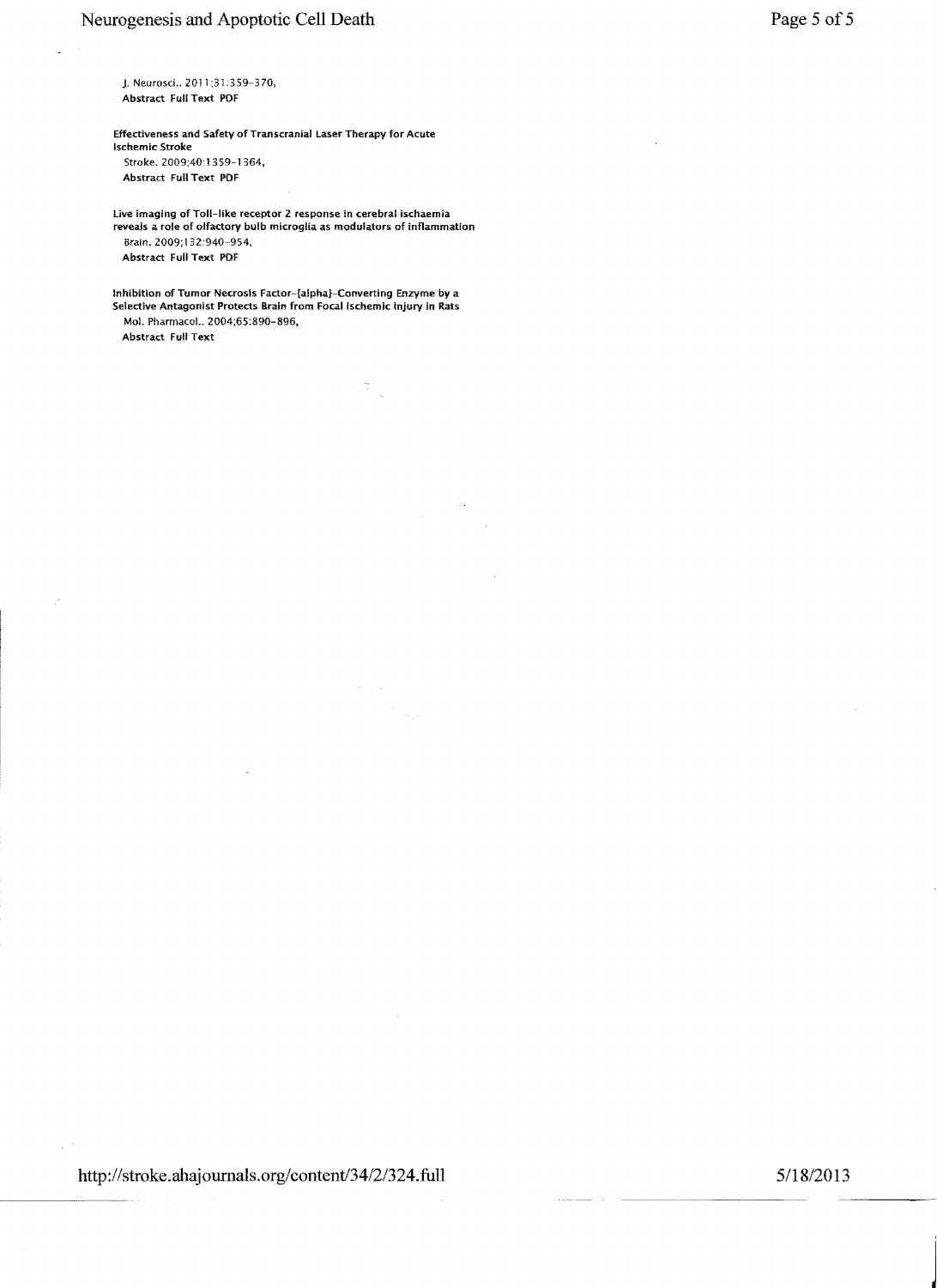J. Neurosci., 2011;31:359-370,
**Abstract Full Text PDF**

**Effectiveness and Safety of Transcranial Laser Therapy for Acute Ischemic Stroke**
Stroke. 2009;40:1359-1364,
**Abstract Full Text PDF**

**Live imaging of Toll-like receptor 2 response in cerebral ischaemia reveals a role of olfactory bulb microglia as modulators of inflammation**
Brain. 2009;132:940-954,
**Abstract Full Text PDF**

**Inhibition of Tumor Necrosis Factor-{alpha}-Converting Enzyme by a Selective Antagonist Protects Brain from Focal Ischemic Injury in Rats**
Mol. Pharmacol.. 2004;65:890-896,
**Abstract Full Text**